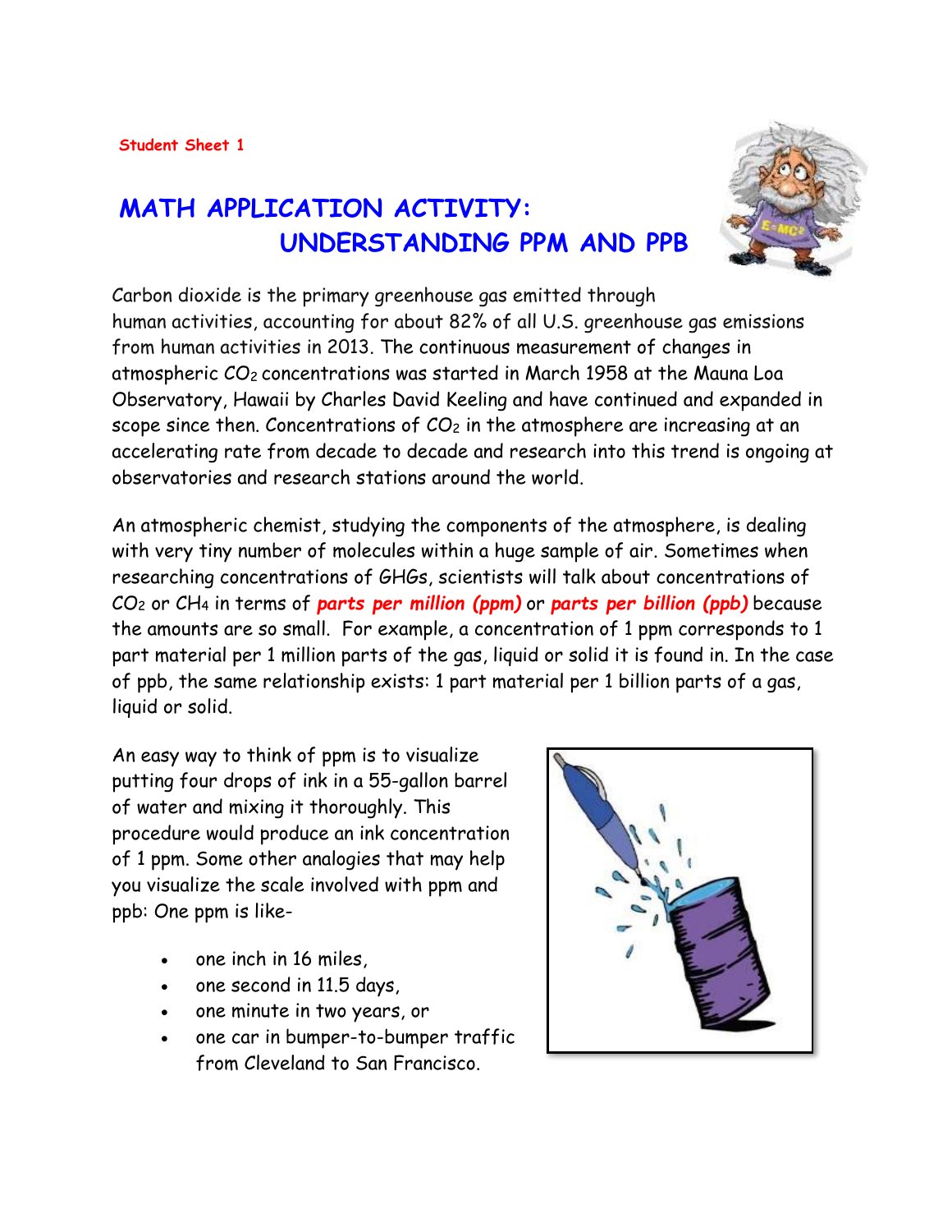Student Sheet 1

# MATH APPLICATION ACTIVITY: UNDERSTANDING PPM AND PPB

Carbon dioxide is the primary greenhouse gas emitted through human activities, accounting for about 82% of all U.S. greenhouse gas emissions from human activities in 2013. The continuous measurement of changes in atmospheric $CO_2$ concentrations was started in March 1958 at the Mauna Loa Observatory, Hawaii by Charles David Keeling and have continued and expanded in scope since then. Concentrations of $CO_2$ in the atmosphere are increasing at an accelerating rate from decade to decade and research into this trend is ongoing at observatories and research stations around the world.

An atmospheric chemist, studying the components of the atmosphere, is dealing with very tiny number of molecules within a huge sample of air. Sometimes when researching concentrations of GHGs, scientists will talk about concentrations of $CO_2$ or $CH_4$ in terms of ***parts per million (ppm)*** or ***parts per billion (ppb)*** because the amounts are so small. For example, a concentration of 1 ppm corresponds to 1 part material per 1 million parts of the gas, liquid or solid it is found in. In the case of ppb, the same relationship exists: 1 part material per 1 billion parts of a gas, liquid or solid.

An easy way to think of ppm is to visualize putting four drops of ink in a 55-gallon barrel of water and mixing it thoroughly. This procedure would produce an ink concentration of 1 ppm. Some other analogies that may help you visualize the scale involved with ppm and ppb: One ppm is like-

- one inch in 16 miles,
- one second in 11.5 days,
- one minute in two years, or
- one car in bumper-to-bumper traffic from Cleveland to San Francisco.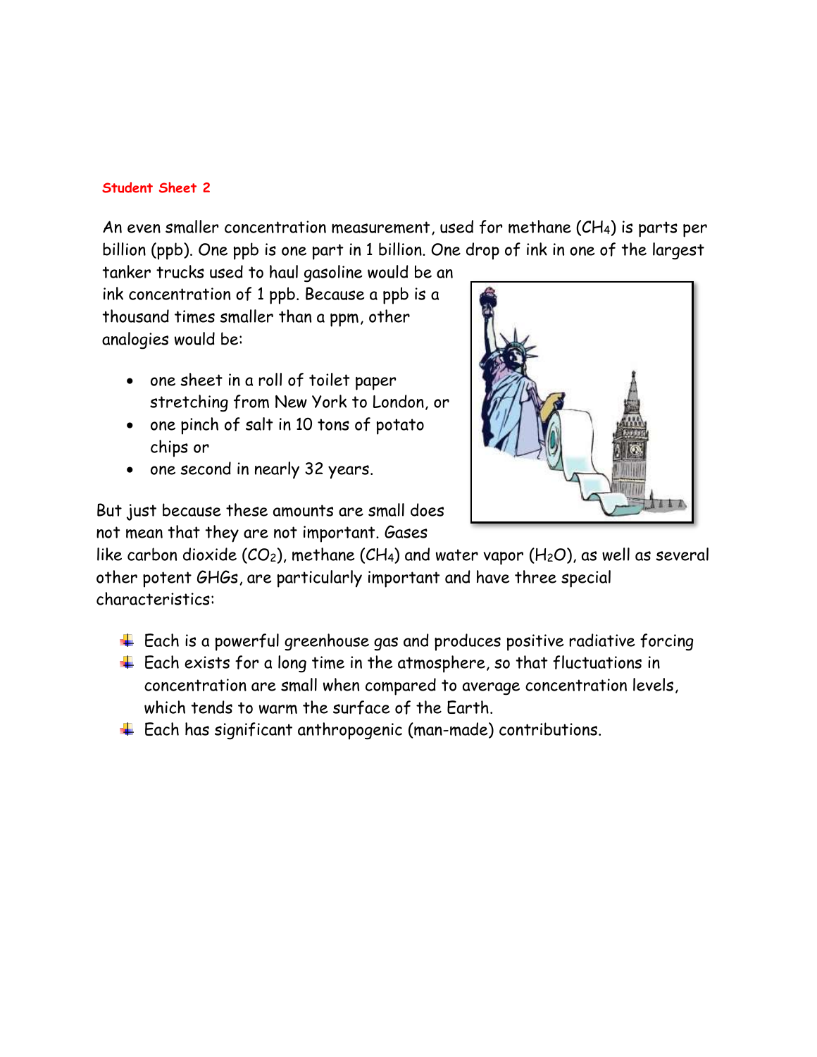**Student Sheet 2**

An even smaller concentration measurement, used for methane ($CH_4$) is parts per billion (ppb). One ppb is one part in 1 billion. One drop of ink in one of the largest tanker trucks used to haul gasoline would be an ink concentration of 1 ppb. Because a ppb is a thousand times smaller than a ppm, other analogies would be:

- one sheet in a roll of toilet paper stretching from New York to London, or
- one pinch of salt in 10 tons of potato chips or
- one second in nearly 32 years.

But just because these amounts are small does not mean that they are not important. Gases like carbon dioxide ($CO_2$), methane ($CH_4$) and water vapor ($H_2O$), as well as several other potent GHGs, are particularly important and have three special characteristics:

- Each is a powerful greenhouse gas and produces positive radiative forcing
- Each exists for a long time in the atmosphere, so that fluctuations in concentration are small when compared to average concentration levels, which tends to warm the surface of the Earth.
- Each has significant anthropogenic (man-made) contributions.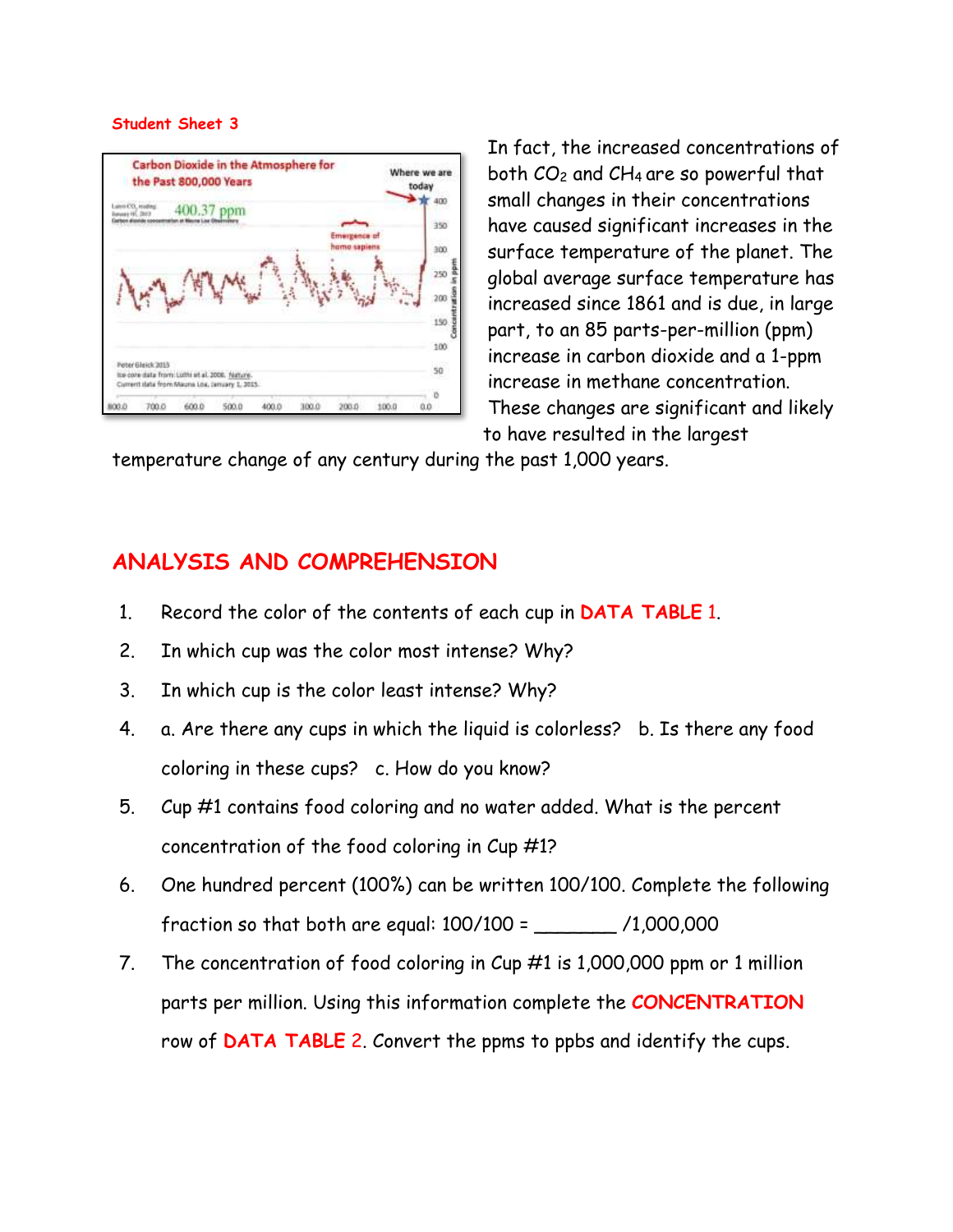**Student Sheet 3**

In fact, the increased concentrations of both $CO_2$ and $CH_4$ are so powerful that small changes in their concentrations have caused significant increases in the surface temperature of the planet. The global average surface temperature has increased since 1861 and is due, in large part, to an 85 parts-per-million (ppm) increase in carbon dioxide and a 1-ppm increase in methane concentration. These changes are significant and likely to have resulted in the largest temperature change of any century during the past 1,000 years.

## ANALYSIS AND COMPREHENSION

1. Record the color of the contents of each cup in **DATA TABLE 1**.
2. In which cup was the color most intense? Why?
3. In which cup is the color least intense? Why?
4. a. Are there any cups in which the liquid is colorless? b. Is there any food coloring in these cups? c. How do you know?
5. Cup #1 contains food coloring and no water added. What is the percent concentration of the food coloring in Cup #1?
6. One hundred percent (100%) can be written 100/100. Complete the following fraction so that both are equal: 100/100 = _______ /1,000,000
7. The concentration of food coloring in Cup #1 is 1,000,000 ppm or 1 million parts per million. Using this information complete the **CONCENTRATION** row of **DATA TABLE 2**. Convert the ppms to ppbs and identify the cups.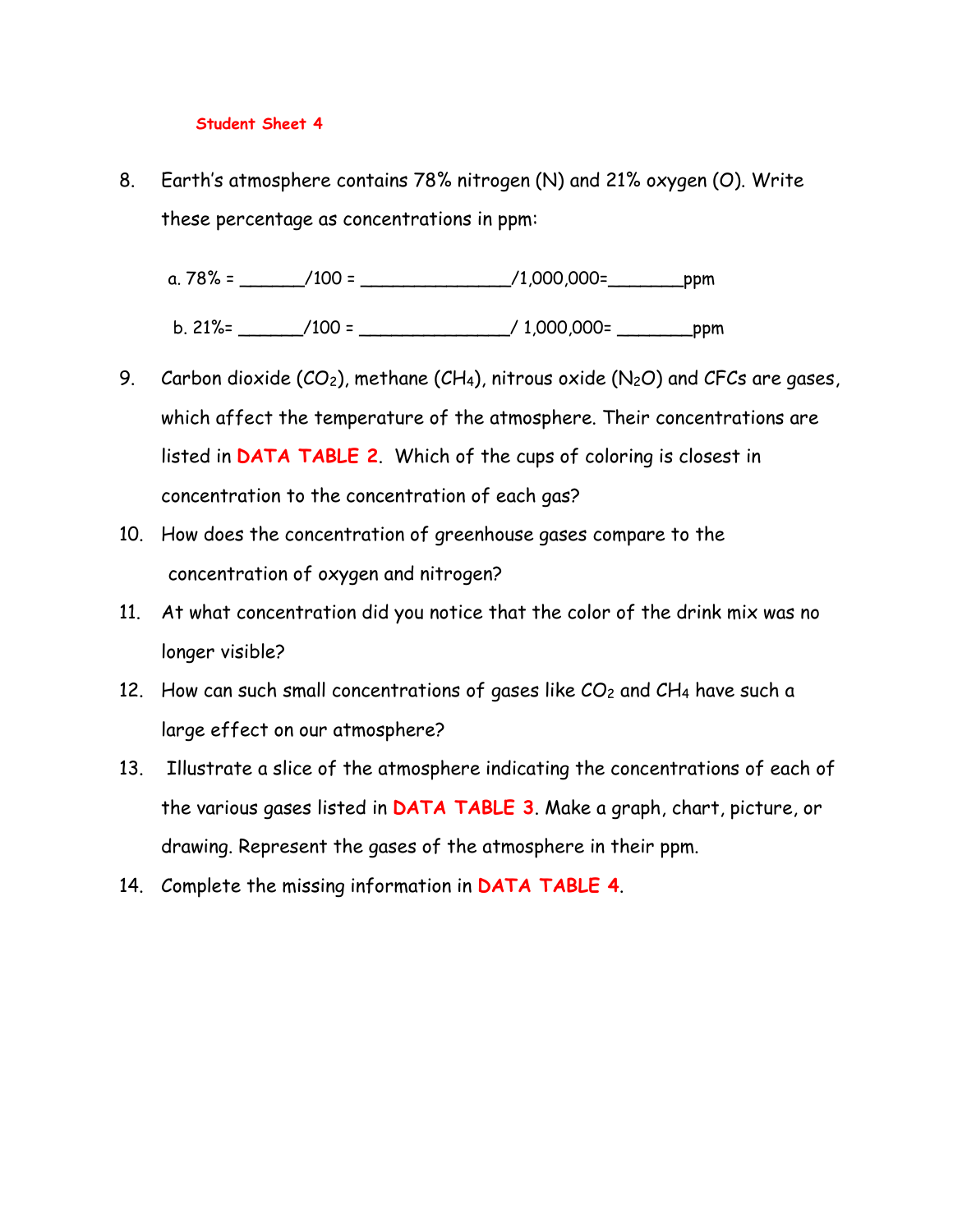**Student Sheet 4**

8. Earth's atmosphere contains 78% nitrogen (N) and 21% oxygen (O). Write these percentage as concentrations in ppm:

   a. 78% = ______/100 = ______________/1,000,000=_______ppm

   b. 21%= ______/100 = ______________/ 1,000,000= _______ppm

9. Carbon dioxide ($CO_2$), methane ($CH_4$), nitrous oxide ($N_2O$) and CFCs are gases, which affect the temperature of the atmosphere. Their concentrations are listed in **DATA TABLE 2**. Which of the cups of coloring is closest in concentration to the concentration of each gas?

10. How does the concentration of greenhouse gases compare to the concentration of oxygen and nitrogen?

11. At what concentration did you notice that the color of the drink mix was no longer visible?

12. How can such small concentrations of gases like $CO_2$ and $CH_4$ have such a large effect on our atmosphere?

13. Illustrate a slice of the atmosphere indicating the concentrations of each of the various gases listed in **DATA TABLE 3**. Make a graph, chart, picture, or drawing. Represent the gases of the atmosphere in their ppm.

14. Complete the missing information in **DATA TABLE 4**.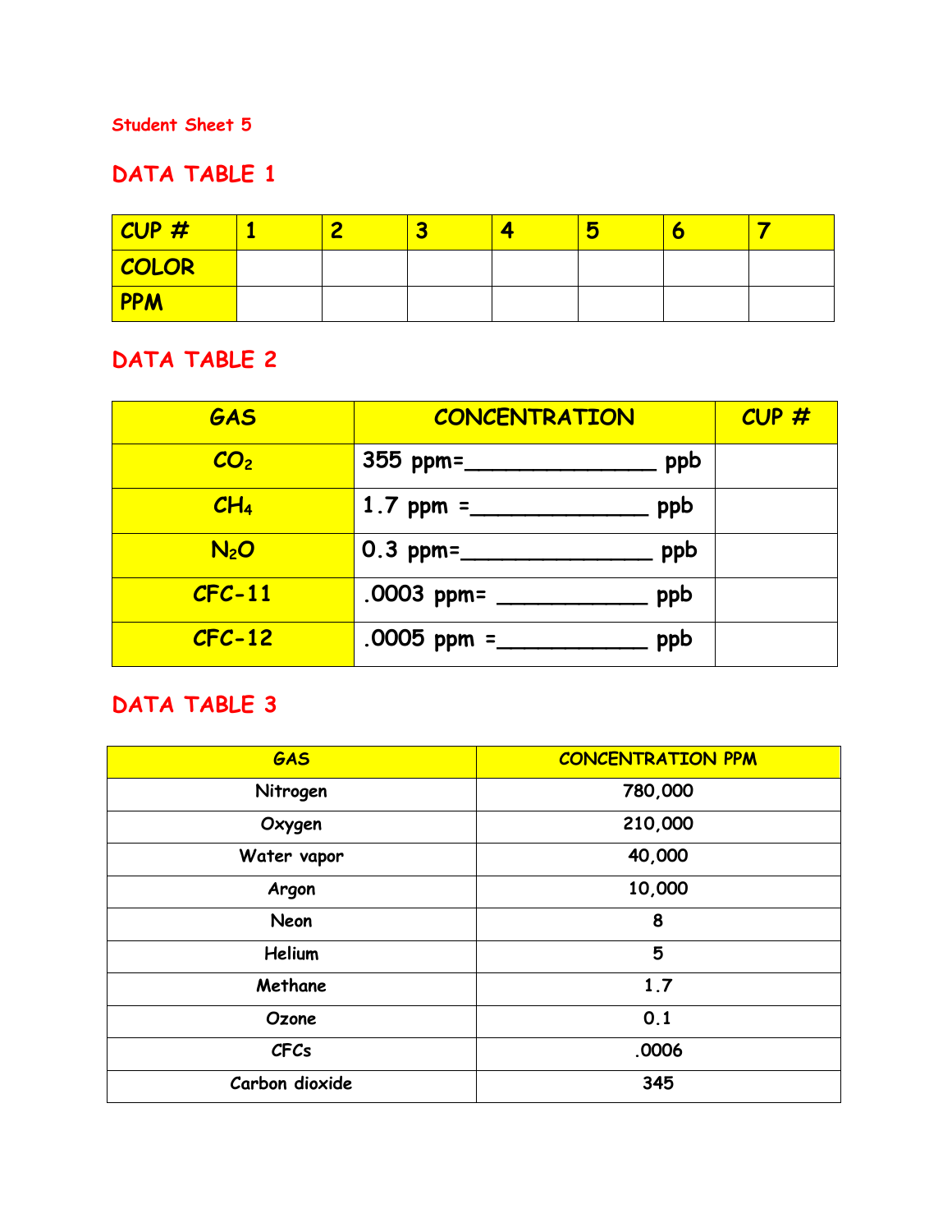Student Sheet 5

## DATA TABLE 1

| CUP # | 1 | 2 | 3 | 4 | 5 | 6 | 7 |
|---|---|---|---|---|---|---|---|
| COLOR | | | | | | | |
| PPM | | | | | | | |

## DATA TABLE 2

| GAS | CONCENTRATION | CUP # |
|---|---|---|
| $CO_2$ | 355 ppm=_______________ ppb | |
| $CH_4$ | 1.7 ppm =______________ ppb | |
| $N_2O$ | 0.3 ppm=_______________ ppb | |
| CFC-11 | .0003 ppm= ____________ ppb | |
| CFC-12 | .0005 ppm =____________ ppb | |

## DATA TABLE 3

| GAS | CONCENTRATION PPM |
|---|---|
| Nitrogen | 780,000 |
| Oxygen | 210,000 |
| Water vapor | 40,000 |
| Argon | 10,000 |
| Neon | 8 |
| Helium | 5 |
| Methane | 1.7 |
| Ozone | 0.1 |
| CFCs | .0006 |
| Carbon dioxide | 345 |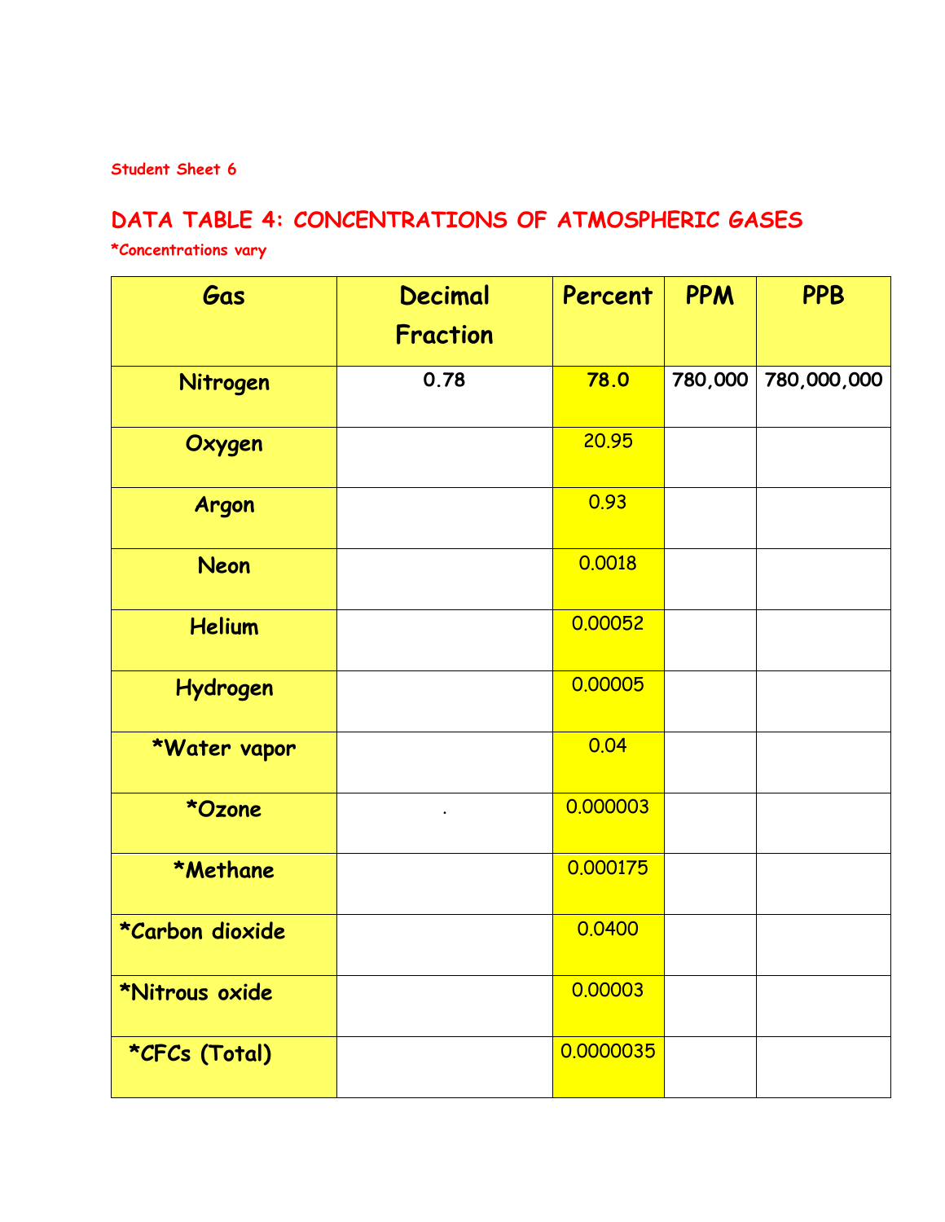Student Sheet 6

## DATA TABLE 4: CONCENTRATIONS OF ATMOSPHERIC GASES

*Concentrations vary

| Gas | Decimal Fraction | Percent | PPM | PPB |
|---|---|---|---|---|
| Nitrogen | 0.78 | 78.0 | 780,000 | 780,000,000 |
| Oxygen | | 20.95 | | |
| Argon | | 0.93 | | |
| Neon | | 0.0018 | | |
| Helium | | 0.00052 | | |
| Hydrogen | | 0.00005 | | |
| *Water vapor | | 0.04 | | |
| *Ozone | . | 0.000003 | | |
| *Methane | | 0.000175 | | |
| *Carbon dioxide | | 0.0400 | | |
| *Nitrous oxide | | 0.00003 | | |
| *CFCs (Total) | | 0.0000035 | | |